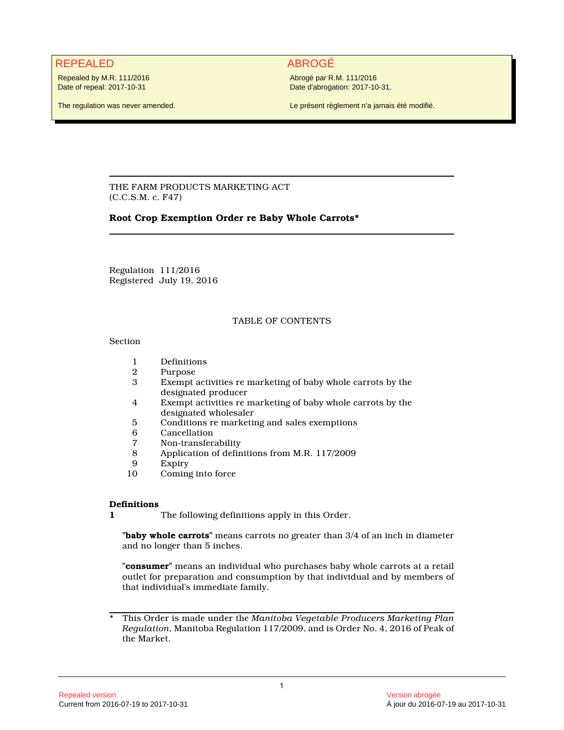**REPEALED**

Repealed by M.R. 111/2016
Date of repeal: 2017-10-31

The regulation was never amended.

**ABROGÉ**

Abrogé par R.M. 111/2016
Date d'abrogation: 2017-10-31.

Le présent règlement n'a jamais été modifié.

---

THE FARM PRODUCTS MARKETING ACT
(C.C.S.M. c. F47)

**Root Crop Exemption Order re Baby Whole Carrots***

---

Regulation 111/2016
Registered July 19, 2016

TABLE OF CONTENTS

Section

1 Definitions
2 Purpose
3 Exempt activities re marketing of baby whole carrots by the designated producer
4 Exempt activities re marketing of baby whole carrots by the designated wholesaler
5 Conditions re marketing and sales exemptions
6 Cancellation
7 Non-transferability
8 Application of definitions from M.R. 117/2009
9 Expiry
10 Coming into force

**Definitions**

**1** The following definitions apply in this Order.

"**baby whole carrots**" means carrots no greater than 3/4 of an inch in diameter and no longer than 5 inches.

"**consumer**" means an individual who purchases baby whole carrots at a retail outlet for preparation and consumption by that individual and by members of that individual's immediate family.

---

\* This Order is made under the *Manitoba Vegetable Producers Marketing Plan Regulation*, Manitoba Regulation 117/2009, and is Order No. 4, 2016 of Peak of the Market.

Repealed version
Current from 2016-07-19 to 2017-10-31

Version abrogée
À jour du 2016-07-19 au 2017-10-31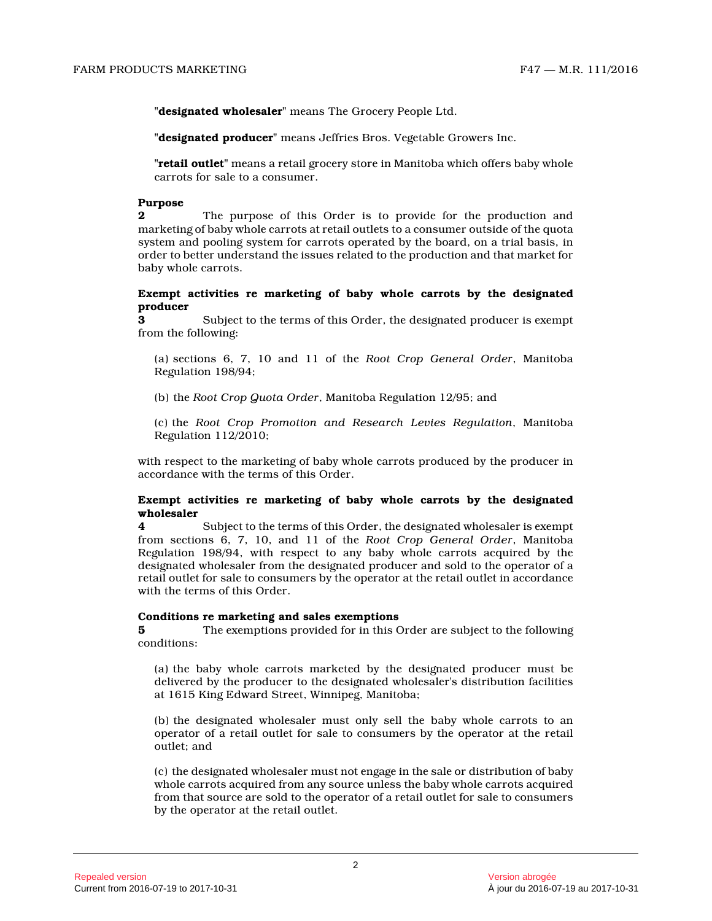"**designated wholesaler**" means The Grocery People Ltd.

"**designated producer**" means Jeffries Bros. Vegetable Growers Inc.

"**retail outlet**" means a retail grocery store in Manitoba which offers baby whole carrots for sale to a consumer.

**Purpose**

**2** The purpose of this Order is to provide for the production and marketing of baby whole carrots at retail outlets to a consumer outside of the quota system and pooling system for carrots operated by the board, on a trial basis, in order to better understand the issues related to the production and that market for baby whole carrots.

**Exempt activities re marketing of baby whole carrots by the designated producer**

**3** Subject to the terms of this Order, the designated producer is exempt from the following:

(a) sections 6, 7, 10 and 11 of the *Root Crop General Order*, Manitoba Regulation 198/94;

(b) the *Root Crop Quota Order*, Manitoba Regulation 12/95; and

(c) the *Root Crop Promotion and Research Levies Regulation*, Manitoba Regulation 112/2010;

with respect to the marketing of baby whole carrots produced by the producer in accordance with the terms of this Order.

**Exempt activities re marketing of baby whole carrots by the designated wholesaler**

**4** Subject to the terms of this Order, the designated wholesaler is exempt from sections 6, 7, 10, and 11 of the *Root Crop General Order*, Manitoba Regulation 198/94, with respect to any baby whole carrots acquired by the designated wholesaler from the designated producer and sold to the operator of a retail outlet for sale to consumers by the operator at the retail outlet in accordance with the terms of this Order.

**Conditions re marketing and sales exemptions**

**5** The exemptions provided for in this Order are subject to the following conditions:

(a) the baby whole carrots marketed by the designated producer must be delivered by the producer to the designated wholesaler's distribution facilities at 1615 King Edward Street, Winnipeg, Manitoba;

(b) the designated wholesaler must only sell the baby whole carrots to an operator of a retail outlet for sale to consumers by the operator at the retail outlet; and

(c) the designated wholesaler must not engage in the sale or distribution of baby whole carrots acquired from any source unless the baby whole carrots acquired from that source are sold to the operator of a retail outlet for sale to consumers by the operator at the retail outlet.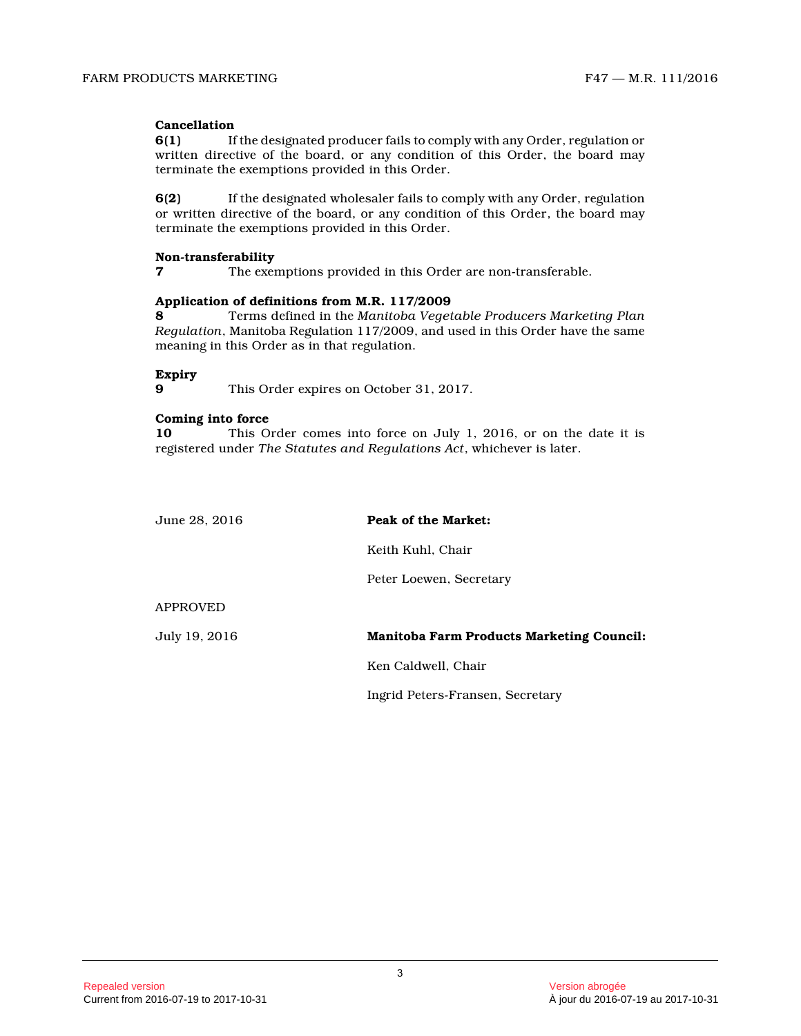**Cancellation**

**6(1)** If the designated producer fails to comply with any Order, regulation or written directive of the board, or any condition of this Order, the board may terminate the exemptions provided in this Order.

**6(2)** If the designated wholesaler fails to comply with any Order, regulation or written directive of the board, or any condition of this Order, the board may terminate the exemptions provided in this Order.

**Non-transferability**

**7** The exemptions provided in this Order are non-transferable.

**Application of definitions from M.R. 117/2009**

**8** Terms defined in the *Manitoba Vegetable Producers Marketing Plan Regulation*, Manitoba Regulation 117/2009, and used in this Order have the same meaning in this Order as in that regulation.

**Expiry**

**9** This Order expires on October 31, 2017.

**Coming into force**

**10** This Order comes into force on July 1, 2016, or on the date it is registered under *The Statutes and Regulations Act*, whichever is later.

June 28, 2016

**Peak of the Market:**

Keith Kuhl, Chair

Peter Loewen, Secretary

APPROVED

July 19, 2016

**Manitoba Farm Products Marketing Council:**

Ken Caldwell, Chair

Ingrid Peters-Fransen, Secretary